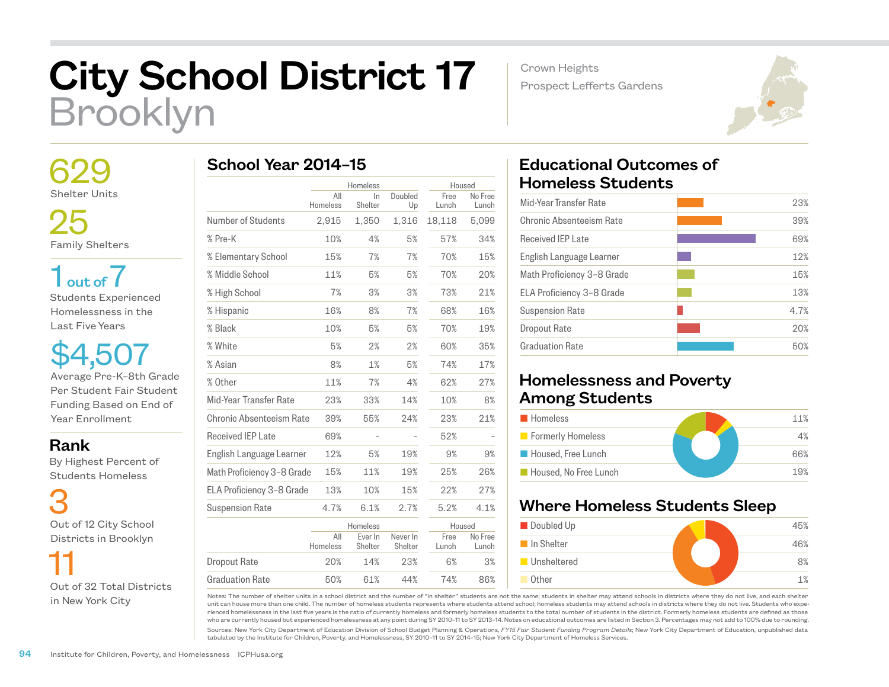# City School District 17
# Brooklyn

Crown Heights
Prospect Lefferts Gardens

**629**
Shelter Units

**25**
Family Shelters

**1 out of 7**
Students Experienced Homelessness in the Last Five Years

**$4,507**
Average Pre-K–8th Grade Per Student Fair Student Funding Based on End of Year Enrollment

## Rank
By Highest Percent of Students Homeless

**3**
Out of 12 City School Districts in Brooklyn

**11**
Out of 32 Total Districts in New York City

## School Year 2014–15

| | Homeless | | | Housed | |
|---|---|---|---|---|---|
| | All Homeless | In Shelter | Doubled Up | Free Lunch | No Free Lunch |
| Number of Students | 2,915 | 1,350 | 1,316 | 18,118 | 5,099 |
| % Pre-K | 10% | 4% | 5% | 57% | 34% |
| % Elementary School | 15% | 7% | 7% | 70% | 15% |
| % Middle School | 11% | 5% | 5% | 70% | 20% |
| % High School | 7% | 3% | 3% | 73% | 21% |
| % Hispanic | 16% | 8% | 7% | 68% | 16% |
| % Black | 10% | 5% | 5% | 70% | 19% |
| % White | 5% | 2% | 2% | 60% | 35% |
| % Asian | 8% | 1% | 5% | 74% | 17% |
| % Other | 11% | 7% | 4% | 62% | 27% |
| Mid-Year Transfer Rate | 23% | 33% | 14% | 10% | 8% |
| Chronic Absenteeism Rate | 39% | 55% | 24% | 23% | 21% |
| Received IEP Late | 69% | – | – | 52% | – |
| English Language Learner | 12% | 5% | 19% | 9% | 9% |
| Math Proficiency 3–8 Grade | 15% | 11% | 19% | 25% | 26% |
| ELA Proficiency 3–8 Grade | 13% | 10% | 15% | 22% | 27% |
| Suspension Rate | 4.7% | 6.1% | 2.7% | 5.2% | 4.1% |

| | Homeless | | | Housed | |
|---|---|---|---|---|---|
| | All Homeless | Ever In Shelter | Never In Shelter | Free Lunch | No Free Lunch |
| Dropout Rate | 20% | 14% | 23% | 6% | 3% |
| Graduation Rate | 50% | 61% | 44% | 74% | 86% |

## Educational Outcomes of Homeless Students

| Outcome | Rate |
|---|---|
| Mid-Year Transfer Rate | 23% |
| Chronic Absenteeism Rate | 39% |
| Received IEP Late | 69% |
| English Language Learner | 12% |
| Math Proficiency 3–8 Grade | 15% |
| ELA Proficiency 3–8 Grade | 13% |
| Suspension Rate | 4.7% |
| Dropout Rate | 20% |
| Graduation Rate | 50% |

## Homelessness and Poverty Among Students

| Category | Percent |
|---|---|
| Homeless | 11% |
| Formerly Homeless | 4% |
| Housed, Free Lunch | 66% |
| Housed, No Free Lunch | 19% |

## Where Homeless Students Sleep

| Category | Percent |
|---|---|
| Doubled Up | 45% |
| In Shelter | 46% |
| Unsheltered | 8% |
| Other | 1% |

Notes: The number of shelter units in a school district and the number of "in shelter" students are not the same; students in shelter may attend schools in districts where they do not live, and each shelter unit can house more than one child. The number of homeless students represents where students attend school; homeless students may attend schools in districts where they do not live. Students who experienced homelessness in the last five years is the ratio of currently homeless and formerly homeless students to the total number of students in the district. Formerly homeless students are defined as those who are currently housed but experienced homelessness at any point during SY 2010–11 to SY 2013–14. Notes on educational outcomes are listed in Section 3. Percentages may not add to 100% due to rounding.

Sources: New York City Department of Education Division of School Budget Planning & Operations, *FY15 Fair Student Funding Program Details*; New York City Department of Education, unpublished data tabulated by the Institute for Children, Poverty, and Homelessness, SY 2010–11 to SY 2014–15; New York City Department of Homeless Services.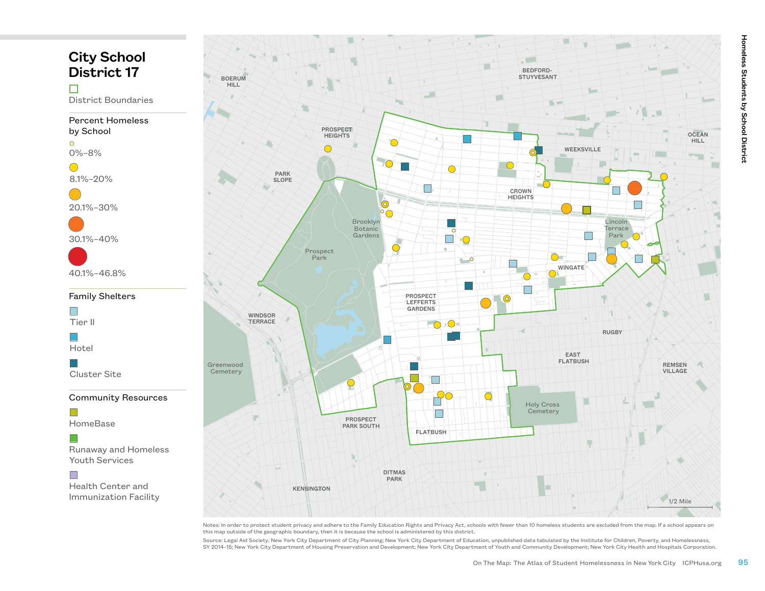# City School District 17

District Boundaries

## Percent Homeless by School

0%–8%

8.1%–20%

20.1%–30%

30.1%–40%

40.1%–46.8%

## Family Shelters

Tier II

Hotel

Cluster Site

## Community Resources

HomeBase

Runaway and Homeless Youth Services

Health Center and Immunization Facility

BOERUM HILL

BEDFORD-STUYVESANT

PROSPECT HEIGHTS

WEEKSVILLE

OCEAN HILL

PARK SLOPE

CROWN HEIGHTS

Brooklyn Botanic Gardens

Lincoln Terrace Park

Prospect Park

WINGATE

PROSPECT LEFFERTS GARDENS

WINDSOR TERRACE

RUGBY

EAST FLATBUSH

REMSEN VILLAGE

Greenwood Cemetery

Holy Cross Cemetery

PROSPECT PARK SOUTH

FLATBUSH

DITMAS PARK

KENSINGTON

1/2 Mile

Homeless Students by School District

Notes: In order to protect student privacy and adhere to the Family Education Rights and Privacy Act, schools with fewer than 10 homeless students are excluded from the map. If a school appears on this map outside of the geographic boundary, then it is because the school is administered by this district.

Source: Legal Aid Society; New York City Department of City Planning; New York City Department of Education, unpublished data tabulated by the Institute for Children, Poverty, and Homelessness, SY 2014–15; New York City Department of Housing Preservation and Development; New York City Department of Youth and Community Development; New York City Health and Hospitals Corporation.